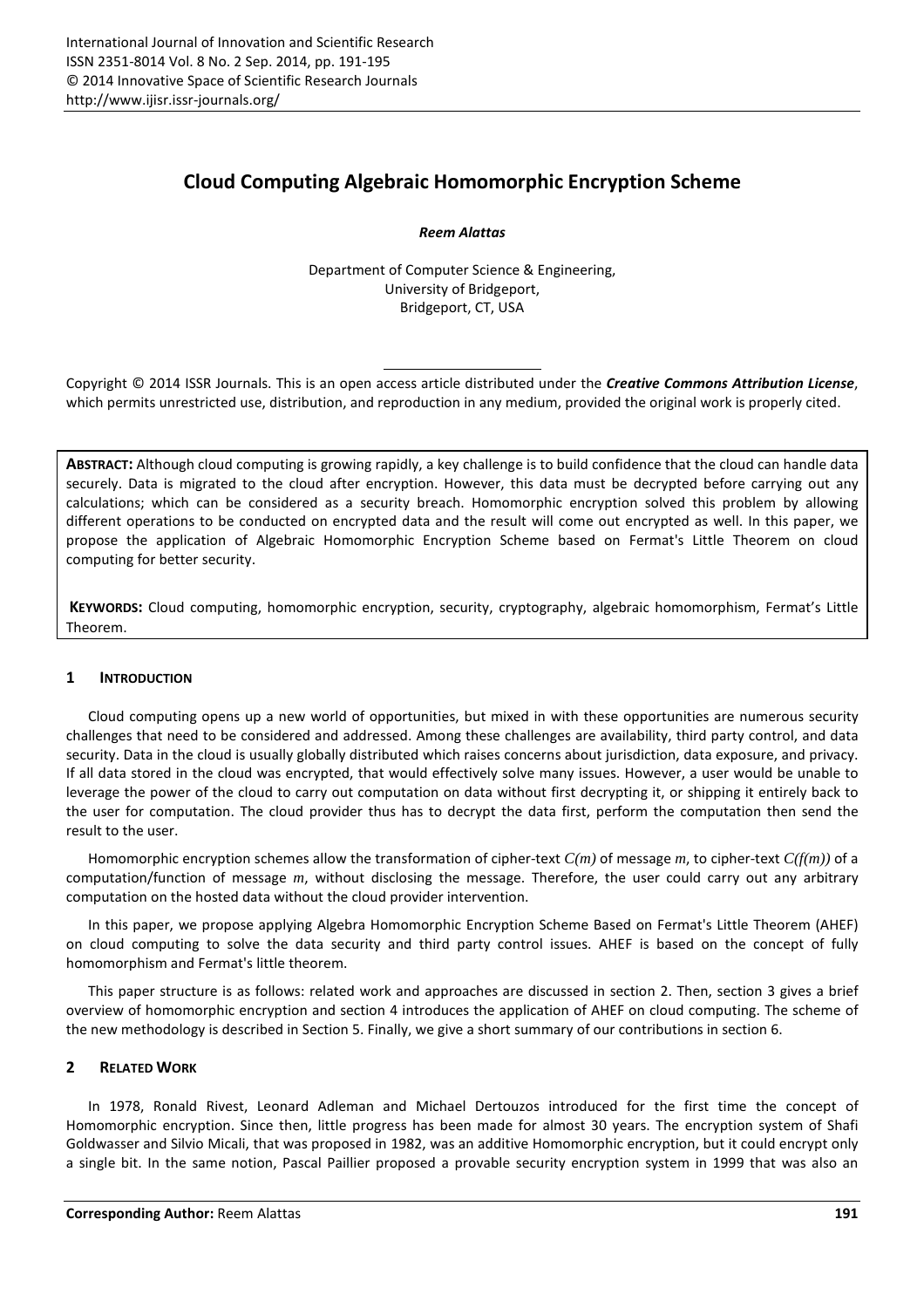# Cloud Computing Algebraic Homomorphic Encryption Scheme

***Reem Alattas***

Department of Computer Science & Engineering,
University of Bridgeport,
Bridgeport, CT, USA

Copyright © 2014 ISSR Journals. This is an open access article distributed under the ***Creative Commons Attribution License***, which permits unrestricted use, distribution, and reproduction in any medium, provided the original work is properly cited.

**ABSTRACT:** Although cloud computing is growing rapidly, a key challenge is to build confidence that the cloud can handle data securely. Data is migrated to the cloud after encryption. However, this data must be decrypted before carrying out any calculations; which can be considered as a security breach. Homomorphic encryption solved this problem by allowing different operations to be conducted on encrypted data and the result will come out encrypted as well. In this paper, we propose the application of Algebraic Homomorphic Encryption Scheme based on Fermat's Little Theorem on cloud computing for better security.

**KEYWORDS:** Cloud computing, homomorphic encryption, security, cryptography, algebraic homomorphism, Fermat's Little Theorem.

## 1 INTRODUCTION

Cloud computing opens up a new world of opportunities, but mixed in with these opportunities are numerous security challenges that need to be considered and addressed. Among these challenges are availability, third party control, and data security. Data in the cloud is usually globally distributed which raises concerns about jurisdiction, data exposure, and privacy. If all data stored in the cloud was encrypted, that would effectively solve many issues. However, a user would be unable to leverage the power of the cloud to carry out computation on data without first decrypting it, or shipping it entirely back to the user for computation. The cloud provider thus has to decrypt the data first, perform the computation then send the result to the user.

Homomorphic encryption schemes allow the transformation of cipher-text $C(m)$ of message $m$, to cipher-text $C(f(m))$ of a computation/function of message $m$, without disclosing the message. Therefore, the user could carry out any arbitrary computation on the hosted data without the cloud provider intervention.

In this paper, we propose applying Algebra Homomorphic Encryption Scheme Based on Fermat's Little Theorem (AHEF) on cloud computing to solve the data security and third party control issues. AHEF is based on the concept of fully homomorphism and Fermat's little theorem.

This paper structure is as follows: related work and approaches are discussed in section 2. Then, section 3 gives a brief overview of homomorphic encryption and section 4 introduces the application of AHEF on cloud computing. The scheme of the new methodology is described in Section 5. Finally, we give a short summary of our contributions in section 6.

## 2 RELATED WORK

In 1978, Ronald Rivest, Leonard Adleman and Michael Dertouzos introduced for the first time the concept of Homomorphic encryption. Since then, little progress has been made for almost 30 years. The encryption system of Shafi Goldwasser and Silvio Micali, that was proposed in 1982, was an additive Homomorphic encryption, but it could encrypt only a single bit. In the same notion, Pascal Paillier proposed a provable security encryption system in 1999 that was also an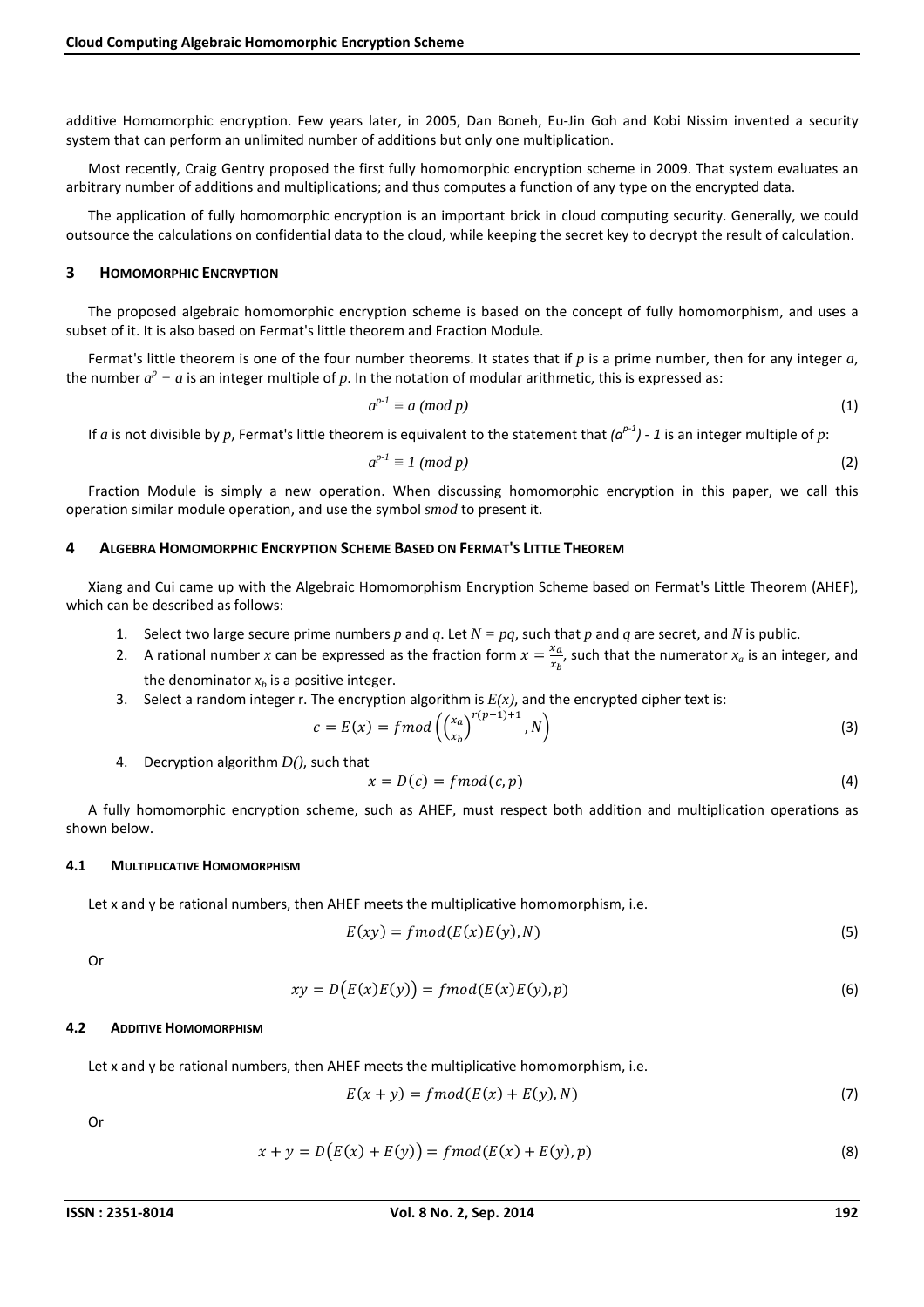additive Homomorphic encryption. Few years later, in 2005, Dan Boneh, Eu-Jin Goh and Kobi Nissim invented a security system that can perform an unlimited number of additions but only one multiplication.

Most recently, Craig Gentry proposed the first fully homomorphic encryption scheme in 2009. That system evaluates an arbitrary number of additions and multiplications; and thus computes a function of any type on the encrypted data.

The application of fully homomorphic encryption is an important brick in cloud computing security. Generally, we could outsource the calculations on confidential data to the cloud, while keeping the secret key to decrypt the result of calculation.

## 3 HOMOMORPHIC ENCRYPTION

The proposed algebraic homomorphic encryption scheme is based on the concept of fully homomorphism, and uses a subset of it. It is also based on Fermat's little theorem and Fraction Module.

Fermat's little theorem is one of the four number theorems. It states that if $p$ is a prime number, then for any integer $a$, the number $a^p - a$ is an integer multiple of $p$. In the notation of modular arithmetic, this is expressed as:

$$a^{p-1} \equiv a \ (mod\ p) \tag{1}$$

If $a$ is not divisible by $p$, Fermat's little theorem is equivalent to the statement that $(a^{p-1}) - 1$ is an integer multiple of $p$:

$$a^{p-1} \equiv 1 \ (mod\ p) \tag{2}$$

Fraction Module is simply a new operation. When discussing homomorphic encryption in this paper, we call this operation similar module operation, and use the symbol *smod* to present it.

## 4 ALGEBRA HOMOMORPHIC ENCRYPTION SCHEME BASED ON FERMAT'S LITTLE THEOREM

Xiang and Cui came up with the Algebraic Homomorphism Encryption Scheme based on Fermat's Little Theorem (AHEF), which can be described as follows:

1. Select two large secure prime numbers $p$ and $q$. Let $N = pq$, such that $p$ and $q$ are secret, and $N$ is public.
2. A rational number $x$ can be expressed as the fraction form $x = \frac{x_a}{x_b}$, such that the numerator $x_a$ is an integer, and the denominator $x_b$ is a positive integer.
3. Select a random integer r. The encryption algorithm is $E(x)$, and the encrypted cipher text is:

$$c = E(x) = fmod\left(\left(\frac{x_a}{x_b}\right)^{r(p-1)+1}, N\right) \tag{3}$$

4. Decryption algorithm $D()$, such that

$$x = D(c) = fmod(c, p) \tag{4}$$

A fully homomorphic encryption scheme, such as AHEF, must respect both addition and multiplication operations as shown below.

### 4.1 MULTIPLICATIVE HOMOMORPHISM

Let x and y be rational numbers, then AHEF meets the multiplicative homomorphism, i.e.

$$E(xy) = fmod(E(x)E(y), N) \tag{5}$$

Or

$$xy = D\big(E(x)E(y)\big) = fmod(E(x)E(y), p) \tag{6}$$

### 4.2 ADDITIVE HOMOMORPHISM

Let x and y be rational numbers, then AHEF meets the multiplicative homomorphism, i.e.

$$E(x + y) = fmod(E(x) + E(y), N) \tag{7}$$

Or

$$x + y = D\big(E(x) + E(y)\big) = fmod(E(x) + E(y), p) \tag{8}$$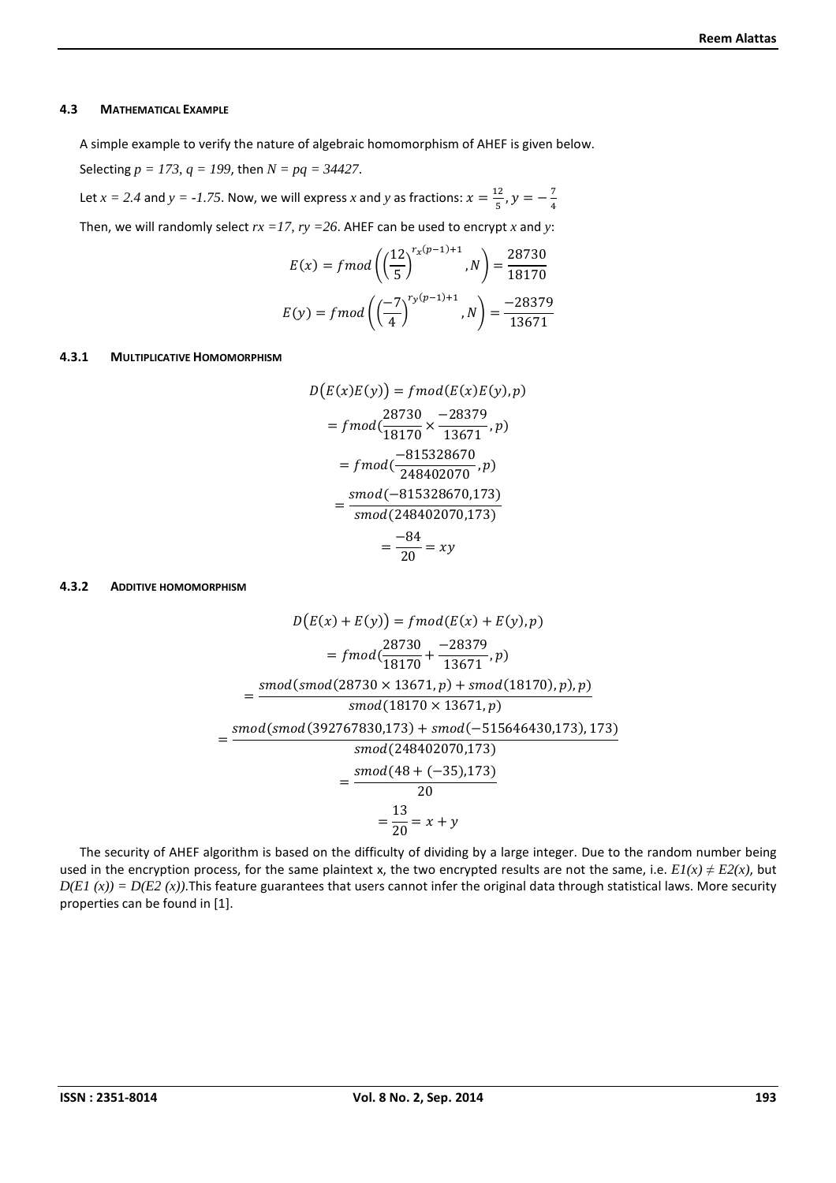#### 4.3 MATHEMATICAL EXAMPLE

A simple example to verify the nature of algebraic homomorphism of AHEF is given below.

Selecting $p = 173$, $q = 199$, then $N = pq = 34427$.

Let $x = 2.4$ and $y = -1.75$. Now, we will express $x$ and $y$ as fractions: $x = \frac{12}{5}, y = -\frac{7}{4}$

Then, we will randomly select $rx = 17$, $ry = 26$. AHEF can be used to encrypt $x$ and $y$:

$$E(x) = fmod\left(\left(\frac{12}{5}\right)^{r_x(p-1)+1}, N\right) = \frac{28730}{18170}$$

$$E(y) = fmod\left(\left(\frac{-7}{4}\right)^{r_y(p-1)+1}, N\right) = \frac{-28379}{13671}$$

##### 4.3.1 MULTIPLICATIVE HOMOMORPHISM

$$D\big(E(x)E(y)\big) = fmod(E(x)E(y), p)$$

$$= fmod(\frac{28730}{18170} \times \frac{-28379}{13671}, p)$$

$$= fmod(\frac{-815328670}{248402070}, p)$$

$$= \frac{smod(-815328670,173)}{smod(248402070,173)}$$

$$= \frac{-84}{20} = xy$$

##### 4.3.2 ADDITIVE HOMOMORPHISM

$$D\big(E(x) + E(y)\big) = fmod(E(x) + E(y), p)$$

$$= fmod(\frac{28730}{18170} + \frac{-28379}{13671}, p)$$

$$= \frac{smod(smod(28730 \times 13671, p) + smod(18170), p), p)}{smod(18170 \times 13671, p)}$$

$$= \frac{smod(smod(392767830,173) + smod(-515646430,173), 173)}{smod(248402070,173)}$$

$$= \frac{smod(48 + (-35),173)}{20}$$

$$= \frac{13}{20} = x + y$$

The security of AHEF algorithm is based on the difficulty of dividing by a large integer. Due to the random number being used in the encryption process, for the same plaintext x, the two encrypted results are not the same, i.e. $E1(x) \neq E2(x)$, but $D(E1(x)) = D(E2(x))$.This feature guarantees that users cannot infer the original data through statistical laws. More security properties can be found in [1].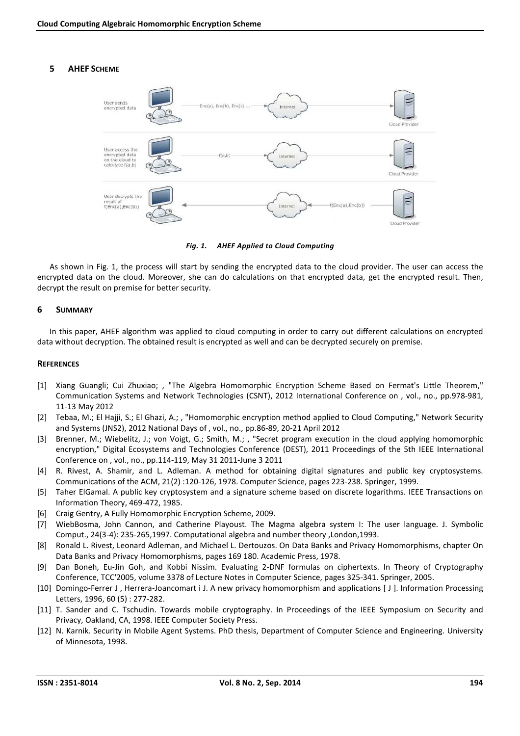## 5 AHEF SCHEME

*Fig. 1. AHEF Applied to Cloud Computing*

As shown in Fig. 1, the process will start by sending the encrypted data to the cloud provider. The user can access the encrypted data on the cloud. Moreover, she can do calculations on that encrypted data, get the encrypted result. Then, decrypt the result on premise for better security.

## 6 SUMMARY

In this paper, AHEF algorithm was applied to cloud computing in order to carry out different calculations on encrypted data without decryption. The obtained result is encrypted as well and can be decrypted securely on premise.

## REFERENCES

[1] Xiang Guangli; Cui Zhuxiao; , "The Algebra Homomorphic Encryption Scheme Based on Fermat's Little Theorem," Communication Systems and Network Technologies (CSNT), 2012 International Conference on , vol., no., pp.978-981, 11-13 May 2012

[2] Tebaa, M.; El Hajji, S.; El Ghazi, A.; , "Homomorphic encryption method applied to Cloud Computing," Network Security and Systems (JNS2), 2012 National Days of , vol., no., pp.86-89, 20-21 April 2012

[3] Brenner, M.; Wiebelitz, J.; von Voigt, G.; Smith, M.; , "Secret program execution in the cloud applying homomorphic encryption," Digital Ecosystems and Technologies Conference (DEST), 2011 Proceedings of the 5th IEEE International Conference on , vol., no., pp.114-119, May 31 2011-June 3 2011

[4] R. Rivest, A. Shamir, and L. Adleman. A method for obtaining digital signatures and public key cryptosystems. Communications of the ACM, 21(2) :120-126, 1978. Computer Science, pages 223-238. Springer, 1999.

[5] Taher ElGamal. A public key cryptosystem and a signature scheme based on discrete logarithms. IEEE Transactions on Information Theory, 469-472, 1985.

[6] Craig Gentry, A Fully Homomorphic Encryption Scheme, 2009.

[7] WiebBosma, John Cannon, and Catherine Playoust. The Magma algebra system I: The user language. J. Symbolic Comput., 24(3-4): 235-265,1997. Computational algebra and number theory ,London,1993.

[8] Ronald L. Rivest, Leonard Adleman, and Michael L. Dertouzos. On Data Banks and Privacy Homomorphisms, chapter On Data Banks and Privacy Homomorphisms, pages 169 180. Academic Press, 1978.

[9] Dan Boneh, Eu-Jin Goh, and Kobbi Nissim. Evaluating 2-DNF formulas on ciphertexts. In Theory of Cryptography Conference, TCC'2005, volume 3378 of Lecture Notes in Computer Science, pages 325-341. Springer, 2005.

[10] Domingo-Ferrer J , Herrera-Joancomart i J. A new privacy homomorphism and applications [ J ]. Information Processing Letters, 1996, 60 (5) : 277-282.

[11] T. Sander and C. Tschudin. Towards mobile cryptography. In Proceedings of the IEEE Symposium on Security and Privacy, Oakland, CA, 1998. IEEE Computer Society Press.

[12] N. Karnik. Security in Mobile Agent Systems. PhD thesis, Department of Computer Science and Engineering. University of Minnesota, 1998.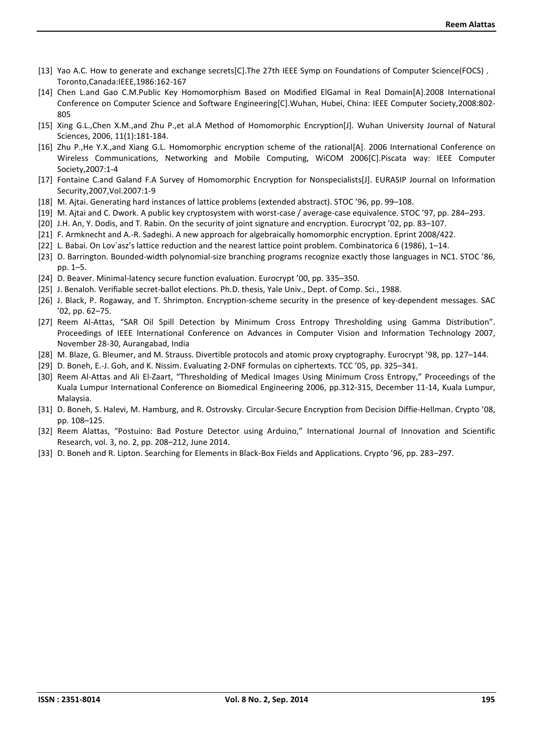[13] Yao A.C. How to generate and exchange secrets[C].The 27th IEEE Symp on Foundations of Computer Science(FOCS)，Toronto,Canada:IEEE,1986:162-167

[14] Chen L.and Gao C.M.Public Key Homomorphism Based on Modified ElGamal in Real Domain[A].2008 International Conference on Computer Science and Software Engineering[C].Wuhan, Hubei, China: IEEE Computer Society,2008:802-805

[15] Xing G.L.,Chen X.M.,and Zhu P.,et al.A Method of Homomorphic Encryption[J]. Wuhan University Journal of Natural Sciences, 2006, 11(1):181-184.

[16] Zhu P.,He Y.X.,and Xiang G.L. Homomorphic encryption scheme of the rational[A]. 2006 International Conference on Wireless Communications, Networking and Mobile Computing, WiCOM 2006[C].Piscata way: IEEE Computer Society,2007:1-4

[17] Fontaine C.and Galand F.A Survey of Homomorphic Encryption for Nonspecialists[J]. EURASIP Journal on Information Security,2007,Vol.2007:1-9

[18] M. Ajtai. Generating hard instances of lattice problems (extended abstract). STOC '96, pp. 99–108.

[19] M. Ajtai and C. Dwork. A public key cryptosystem with worst-case / average-case equivalence. STOC '97, pp. 284–293.

[20] J.H. An, Y. Dodis, and T. Rabin. On the security of joint signature and encryption. Eurocrypt '02, pp. 83–107.

[21] F. Armknecht and A.-R. Sadeghi. A new approach for algebraically homomorphic encryption. Eprint 2008/422.

[22] L. Babai. On Lov´asz's lattice reduction and the nearest lattice point problem. Combinatorica 6 (1986), 1–14.

[23] D. Barrington. Bounded-width polynomial-size branching programs recognize exactly those languages in NC1. STOC '86, pp. 1–5.

[24] D. Beaver. Minimal-latency secure function evaluation. Eurocrypt '00, pp. 335–350.

[25] J. Benaloh. Verifiable secret-ballot elections. Ph.D. thesis, Yale Univ., Dept. of Comp. Sci., 1988.

[26] J. Black, P. Rogaway, and T. Shrimpton. Encryption-scheme security in the presence of key-dependent messages. SAC '02, pp. 62–75.

[27] Reem Al-Attas, "SAR Oil Spill Detection by Minimum Cross Entropy Thresholding using Gamma Distribution". Proceedings of IEEE International Conference on Advances in Computer Vision and Information Technology 2007, November 28-30, Aurangabad, India

[28] M. Blaze, G. Bleumer, and M. Strauss. Divertible protocols and atomic proxy cryptography. Eurocrypt '98, pp. 127–144.

[29] D. Boneh, E.-J. Goh, and K. Nissim. Evaluating 2-DNF formulas on ciphertexts. TCC '05, pp. 325–341.

[30] Reem Al-Attas and Ali El-Zaart, "Thresholding of Medical Images Using Minimum Cross Entropy," Proceedings of the Kuala Lumpur International Conference on Biomedical Engineering 2006, pp.312-315, December 11-14, Kuala Lumpur, Malaysia.

[31] D. Boneh, S. Halevi, M. Hamburg, and R. Ostrovsky. Circular-Secure Encryption from Decision Diffie-Hellman. Crypto '08, pp. 108–125.

[32] Reem Alattas, "Postuino: Bad Posture Detector using Arduino," International Journal of Innovation and Scientific Research, vol. 3, no. 2, pp. 208–212, June 2014.

[33] D. Boneh and R. Lipton. Searching for Elements in Black-Box Fields and Applications. Crypto '96, pp. 283–297.